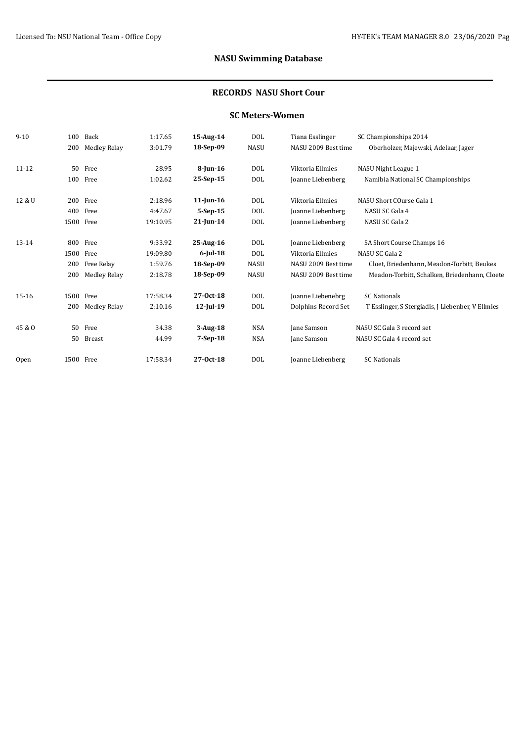## NASU Swimming Database

### RECORDS NASU Short Cour

### SC Meters-Women

| | | | | | | | |
|---|---|---|---|---|---|---|---|
| 9-10 | 100 | Back | 1:17.65 | **15-Aug-14** | DOL | Tiana Esslinger | SC Championships 2014 |
| | 200 | Medley Relay | 3:01.79 | **18-Sep-09** | NASU | NASU 2009 Best time | Oberholzer, Majewski, Adelaar, Jager |
| 11-12 | 50 | Free | 28.95 | **8-Jun-16** | DOL | Viktoria Ellmies | NASU Night League 1 |
| | 100 | Free | 1:02.62 | **25-Sep-15** | DOL | Joanne Liebenberg | Namibia National SC Championships |
| 12 & U | 200 | Free | 2:18.96 | **11-Jun-16** | DOL | Viktoria Ellmies | NASU Short COurse Gala 1 |
| | 400 | Free | 4:47.67 | **5-Sep-15** | DOL | Joanne Liebenberg | NASU SC Gala 4 |
| | 1500 | Free | 19:10.95 | **21-Jun-14** | DOL | Joanne Liebenberg | NASU SC Gala 2 |
| 13-14 | 800 | Free | 9:33.92 | **25-Aug-16** | DOL | Joanne Liebenberg | SA Short Course Champs 16 |
| | 1500 | Free | 19:09.80 | **6-Jul-18** | DOL | Viktoria Ellmies | NASU SC Gala 2 |
| | 200 | Free Relay | 1:59.76 | **18-Sep-09** | NASU | NASU 2009 Best time | Cloet, Briedenhann, Meadon-Torbitt, Beukes |
| | 200 | Medley Relay | 2:18.78 | **18-Sep-09** | NASU | NASU 2009 Best time | Meadon-Torbitt, Schalken, Briedenhann, Cloete |
| 15-16 | 1500 | Free | 17:58.34 | **27-Oct-18** | DOL | Joanne Liebenebrg | SC Nationals |
| | 200 | Medley Relay | 2:10.16 | **12-Jul-19** | DOL | Dolphins Record Set | T Esslinger, S Stergiadis, J Liebenber, V Ellmies |
| 45 & O | 50 | Free | 34.38 | **3-Aug-18** | NSA | Jane Samson | NASU SC Gala 3 record set |
| | 50 | Breast | 44.99 | **7-Sep-18** | NSA | Jane Samson | NASU SC Gala 4 record set |
| Open | 1500 | Free | 17:58.34 | **27-Oct-18** | DOL | Joanne Liebenberg | SC Nationals |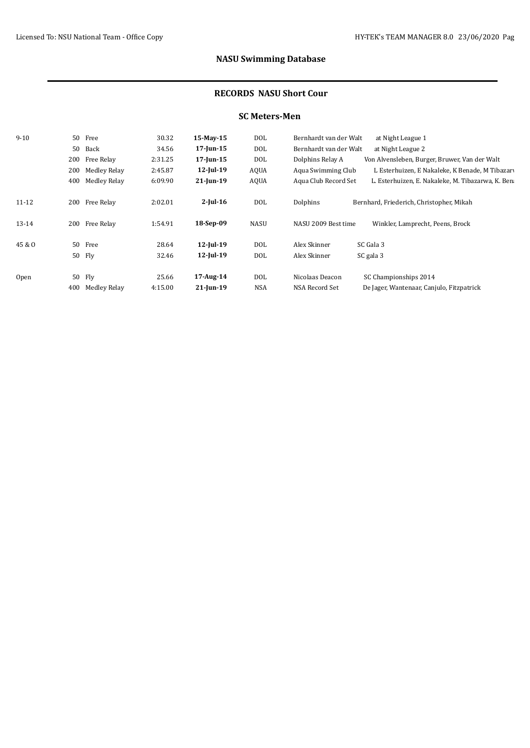## NASU Swimming Database

### RECORDS NASU Short Cour

### SC Meters-Men

| Age Group | Distance | Event | Time | Date | Club | Name | Details |
|---|---|---|---|---|---|---|---|
| 9-10 | 50 | Free | 30.32 | **15-May-15** | DOL | Bernhardt van der Walt | at Night League 1 |
| | 50 | Back | 34.56 | **17-Jun-15** | DOL | Bernhardt van der Walt | at Night League 2 |
| | 200 | Free Relay | 2:31.25 | **17-Jun-15** | DOL | Dolphins Relay A | Von Alvensleben, Burger, Bruwer, Van der Walt |
| | 200 | Medley Relay | 2:45.87 | **12-Jul-19** | AQUA | Aqua Swimming Club | L Esterhuizen, E Nakaleke, K Benade, M Tibazarv |
| | 400 | Medley Relay | 6:09.90 | **21-Jun-19** | AQUA | Aqua Club Record Set | L. Esterhuizen, E. Nakaleke, M. Tibazarwa, K. Ben |
| 11-12 | 200 | Free Relay | 2:02.01 | **2-Jul-16** | DOL | Dolphins | Bernhard, Friederich, Christopher, Mikah |
| 13-14 | 200 | Free Relay | 1:54.91 | **18-Sep-09** | NASU | NASU 2009 Best time | Winkler, Lamprecht, Peens, Brock |
| 45 & O | 50 | Free | 28.64 | **12-Jul-19** | DOL | Alex Skinner | SC Gala 3 |
| | 50 | Fly | 32.46 | **12-Jul-19** | DOL | Alex Skinner | SC gala 3 |
| Open | 50 | Fly | 25.66 | **17-Aug-14** | DOL | Nicolaas Deacon | SC Championships 2014 |
| | 400 | Medley Relay | 4:15.00 | **21-Jun-19** | NSA | NSA Record Set | De Jager, Wantenaar, Canjulo, Fitzpatrick |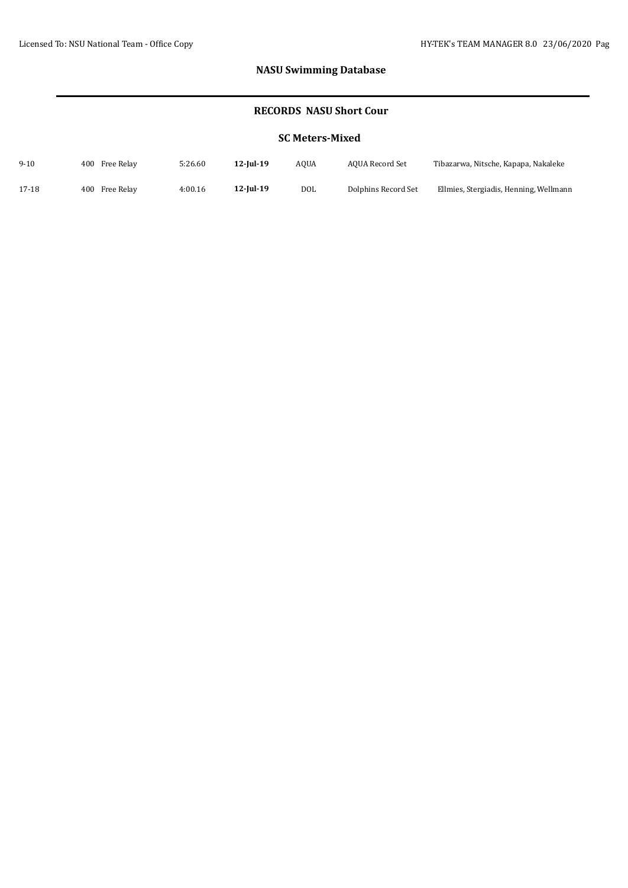### NASU Swimming Database

### RECORDS NASU Short Cour

### SC Meters-Mixed

| | | | | | | | |
|---|---|---|---|---|---|---|---|
| 9-10 | 400 | Free Relay | 5:26.60 | **12-Jul-19** | AQUA | AQUA Record Set | Tibazarwa, Nitsche, Kapapa, Nakaleke |
| 17-18 | 400 | Free Relay | 4:00.16 | **12-Jul-19** | DOL | Dolphins Record Set | Ellmies, Stergiadis, Henning, Wellmann |